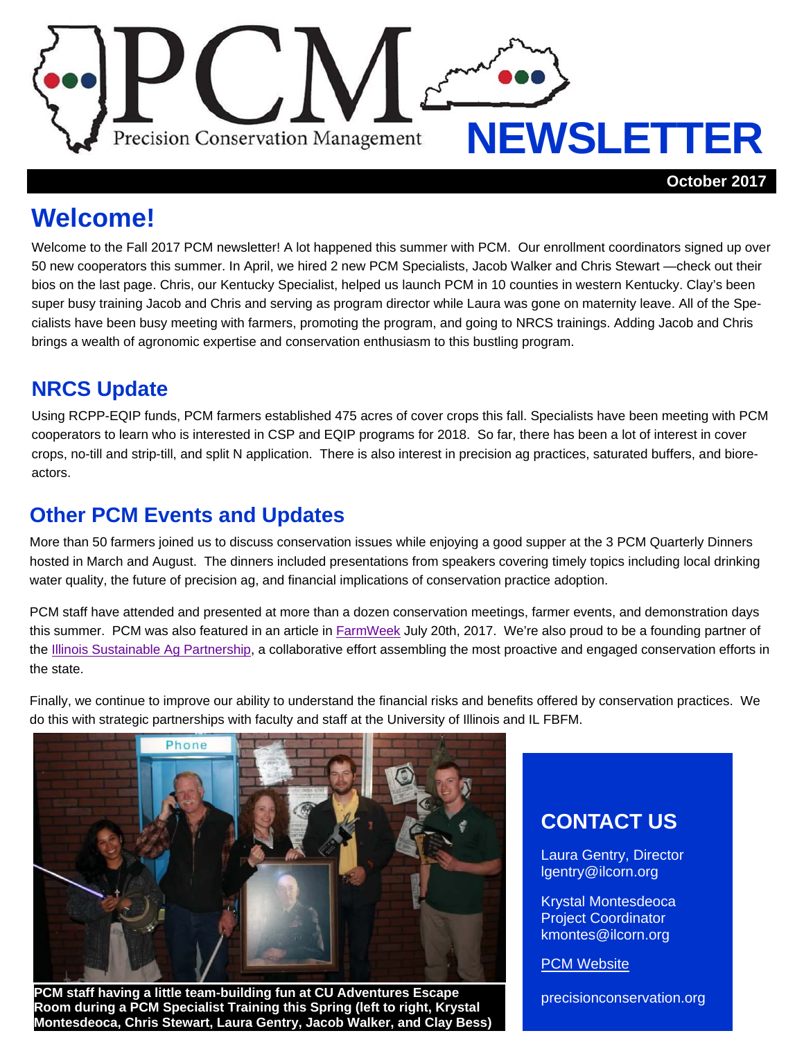# PCM Precision Conservation Management NEWSLETTER

**October 2017**

## Welcome!

Welcome to the Fall 2017 PCM newsletter! A lot happened this summer with PCM. Our enrollment coordinators signed up over 50 new cooperators this summer. In April, we hired 2 new PCM Specialists, Jacob Walker and Chris Stewart —check out their bios on the last page. Chris, our Kentucky Specialist, helped us launch PCM in 10 counties in western Kentucky. Clay's been super busy training Jacob and Chris and serving as program director while Laura was gone on maternity leave. All of the Specialists have been busy meeting with farmers, promoting the program, and going to NRCS trainings. Adding Jacob and Chris brings a wealth of agronomic expertise and conservation enthusiasm to this bustling program.

## NRCS Update

Using RCPP-EQIP funds, PCM farmers established 475 acres of cover crops this fall. Specialists have been meeting with PCM cooperators to learn who is interested in CSP and EQIP programs for 2018. So far, there has been a lot of interest in cover crops, no-till and strip-till, and split N application. There is also interest in precision ag practices, saturated buffers, and bioreactors.

## Other PCM Events and Updates

More than 50 farmers joined us to discuss conservation issues while enjoying a good supper at the 3 PCM Quarterly Dinners hosted in March and August. The dinners included presentations from speakers covering timely topics including local drinking water quality, the future of precision ag, and financial implications of conservation practice adoption.

PCM staff have attended and presented at more than a dozen conservation meetings, farmer events, and demonstration days this summer. PCM was also featured in an article in FarmWeek July 20th, 2017. We're also proud to be a founding partner of the Illinois Sustainable Ag Partnership, a collaborative effort assembling the most proactive and engaged conservation efforts in the state.

Finally, we continue to improve our ability to understand the financial risks and benefits offered by conservation practices. We do this with strategic partnerships with faculty and staff at the University of Illinois and IL FBFM.

**PCM staff having a little team-building fun at CU Adventures Escape Room during a PCM Specialist Training this Spring (left to right, Krystal Montesdeoca, Chris Stewart, Laura Gentry, Jacob Walker, and Clay Bess)**

### CONTACT US

Laura Gentry, Director
lgentry@ilcorn.org

Krystal Montesdeoca
Project Coordinator
kmontes@ilcorn.org

PCM Website

precisionconservation.org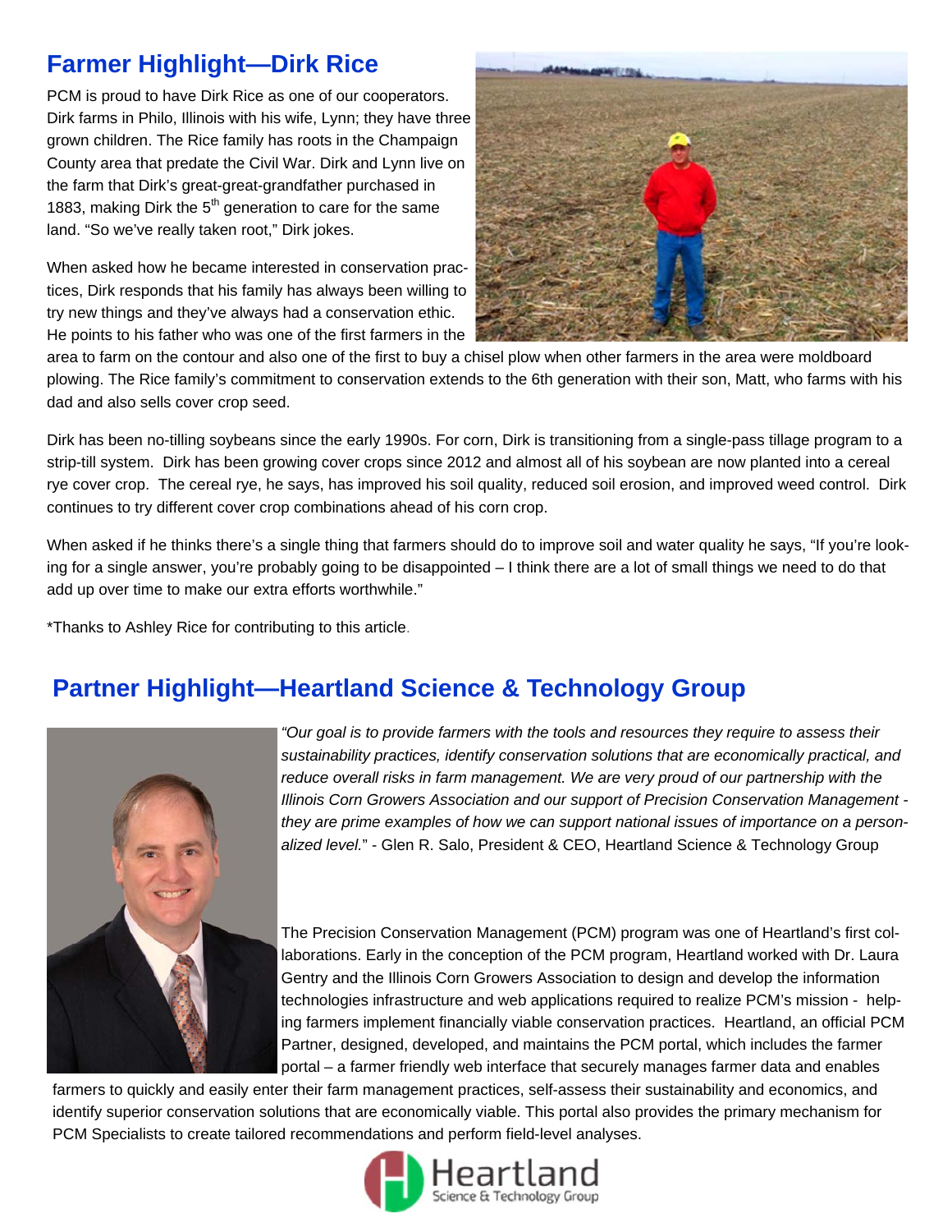## Farmer Highlight—Dirk Rice

PCM is proud to have Dirk Rice as one of our cooperators. Dirk farms in Philo, Illinois with his wife, Lynn; they have three grown children. The Rice family has roots in the Champaign County area that predate the Civil War. Dirk and Lynn live on the farm that Dirk's great-great-grandfather purchased in 1883, making Dirk the 5th generation to care for the same land. "So we've really taken root," Dirk jokes.

When asked how he became interested in conservation practices, Dirk responds that his family has always been willing to try new things and they've always had a conservation ethic. He points to his father who was one of the first farmers in the area to farm on the contour and also one of the first to buy a chisel plow when other farmers in the area were moldboard plowing. The Rice family's commitment to conservation extends to the 6th generation with their son, Matt, who farms with his dad and also sells cover crop seed.

Dirk has been no-tilling soybeans since the early 1990s. For corn, Dirk is transitioning from a single-pass tillage program to a strip-till system. Dirk has been growing cover crops since 2012 and almost all of his soybean are now planted into a cereal rye cover crop. The cereal rye, he says, has improved his soil quality, reduced soil erosion, and improved weed control. Dirk continues to try different cover crop combinations ahead of his corn crop.

When asked if he thinks there's a single thing that farmers should do to improve soil and water quality he says, "If you're looking for a single answer, you're probably going to be disappointed – I think there are a lot of small things we need to do that add up over time to make our extra efforts worthwhile."

*Thanks to Ashley Rice for contributing to this article.

## Partner Highlight—Heartland Science & Technology Group

*"Our goal is to provide farmers with the tools and resources they require to assess their sustainability practices, identify conservation solutions that are economically practical, and reduce overall risks in farm management. We are very proud of our partnership with the Illinois Corn Growers Association and our support of Precision Conservation Management - they are prime examples of how we can support national issues of importance on a personalized level."* - Glen R. Salo, President & CEO, Heartland Science & Technology Group

The Precision Conservation Management (PCM) program was one of Heartland's first collaborations. Early in the conception of the PCM program, Heartland worked with Dr. Laura Gentry and the Illinois Corn Growers Association to design and develop the information technologies infrastructure and web applications required to realize PCM's mission - helping farmers implement financially viable conservation practices. Heartland, an official PCM Partner, designed, developed, and maintains the PCM portal, which includes the farmer portal – a farmer friendly web interface that securely manages farmer data and enables farmers to quickly and easily enter their farm management practices, self-assess their sustainability and economics, and identify superior conservation solutions that are economically viable. This portal also provides the primary mechanism for PCM Specialists to create tailored recommendations and perform field-level analyses.

Heartland Science & Technology Group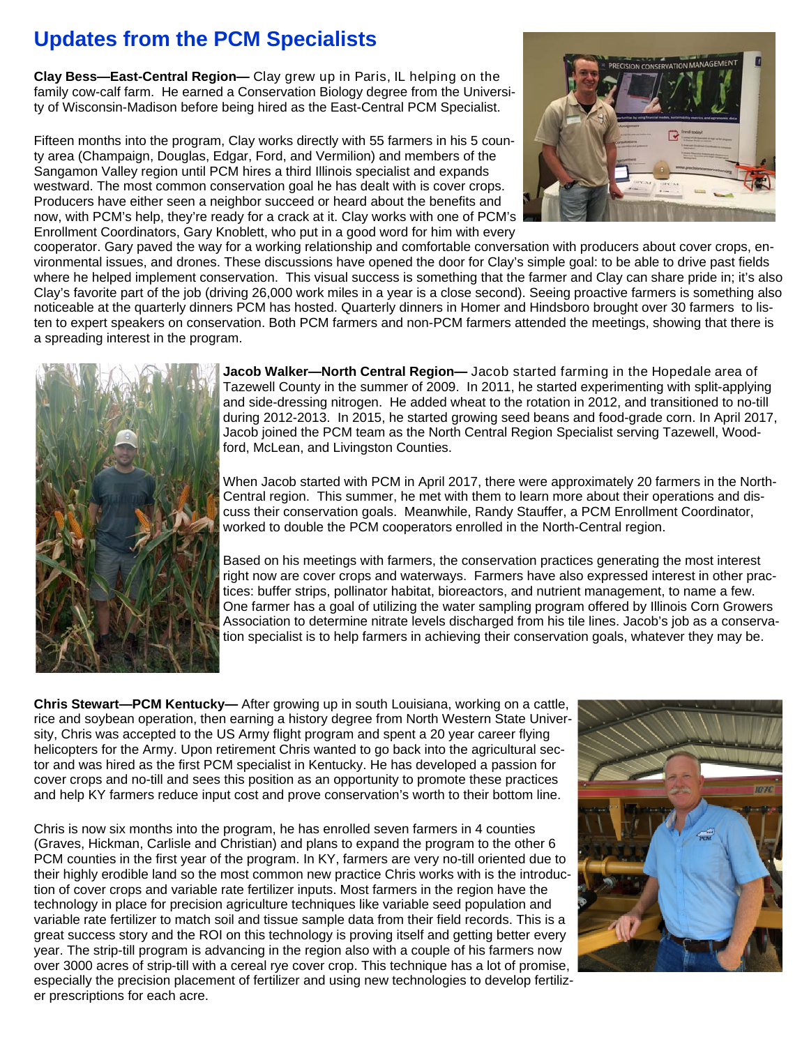# Updates from the PCM Specialists

**Clay Bess—East-Central Region—** Clay grew up in Paris, IL helping on the family cow-calf farm. He earned a Conservation Biology degree from the University of Wisconsin-Madison before being hired as the East-Central PCM Specialist.

Fifteen months into the program, Clay works directly with 55 farmers in his 5 county area (Champaign, Douglas, Edgar, Ford, and Vermilion) and members of the Sangamon Valley region until PCM hires a third Illinois specialist and expands westward. The most common conservation goal he has dealt with is cover crops. Producers have either seen a neighbor succeed or heard about the benefits and now, with PCM's help, they're ready for a crack at it. Clay works with one of PCM's Enrollment Coordinators, Gary Knoblett, who put in a good word for him with every cooperator. Gary paved the way for a working relationship and comfortable conversation with producers about cover crops, environmental issues, and drones. These discussions have opened the door for Clay's simple goal: to be able to drive past fields where he helped implement conservation. This visual success is something that the farmer and Clay can share pride in; it's also Clay's favorite part of the job (driving 26,000 work miles in a year is a close second). Seeing proactive farmers is something also noticeable at the quarterly dinners PCM has hosted. Quarterly dinners in Homer and Hindsboro brought over 30 farmers to listen to expert speakers on conservation. Both PCM farmers and non-PCM farmers attended the meetings, showing that there is a spreading interest in the program.

**Jacob Walker—North Central Region—** Jacob started farming in the Hopedale area of Tazewell County in the summer of 2009. In 2011, he started experimenting with split-applying and side-dressing nitrogen. He added wheat to the rotation in 2012, and transitioned to no-till during 2012-2013. In 2015, he started growing seed beans and food-grade corn. In April 2017, Jacob joined the PCM team as the North Central Region Specialist serving Tazewell, Woodford, McLean, and Livingston Counties.

When Jacob started with PCM in April 2017, there were approximately 20 farmers in the North-Central region. This summer, he met with them to learn more about their operations and discuss their conservation goals. Meanwhile, Randy Stauffer, a PCM Enrollment Coordinator, worked to double the PCM cooperators enrolled in the North-Central region.

Based on his meetings with farmers, the conservation practices generating the most interest right now are cover crops and waterways. Farmers have also expressed interest in other practices: buffer strips, pollinator habitat, bioreactors, and nutrient management, to name a few. One farmer has a goal of utilizing the water sampling program offered by Illinois Corn Growers Association to determine nitrate levels discharged from his tile lines. Jacob's job as a conservation specialist is to help farmers in achieving their conservation goals, whatever they may be.

**Chris Stewart—PCM Kentucky—** After growing up in south Louisiana, working on a cattle, rice and soybean operation, then earning a history degree from North Western State University, Chris was accepted to the US Army flight program and spent a 20 year career flying helicopters for the Army. Upon retirement Chris wanted to go back into the agricultural sector and was hired as the first PCM specialist in Kentucky. He has developed a passion for cover crops and no-till and sees this position as an opportunity to promote these practices and help KY farmers reduce input cost and prove conservation's worth to their bottom line.

Chris is now six months into the program, he has enrolled seven farmers in 4 counties (Graves, Hickman, Carlisle and Christian) and plans to expand the program to the other 6 PCM counties in the first year of the program. In KY, farmers are very no-till oriented due to their highly erodible land so the most common new practice Chris works with is the introduction of cover crops and variable rate fertilizer inputs. Most farmers in the region have the technology in place for precision agriculture techniques like variable seed population and variable rate fertilizer to match soil and tissue sample data from their field records. This is a great success story and the ROI on this technology is proving itself and getting better every year. The strip-till program is advancing in the region also with a couple of his farmers now over 3000 acres of strip-till with a cereal rye cover crop. This technique has a lot of promise, especially the precision placement of fertilizer and using new technologies to develop fertilizer prescriptions for each acre.